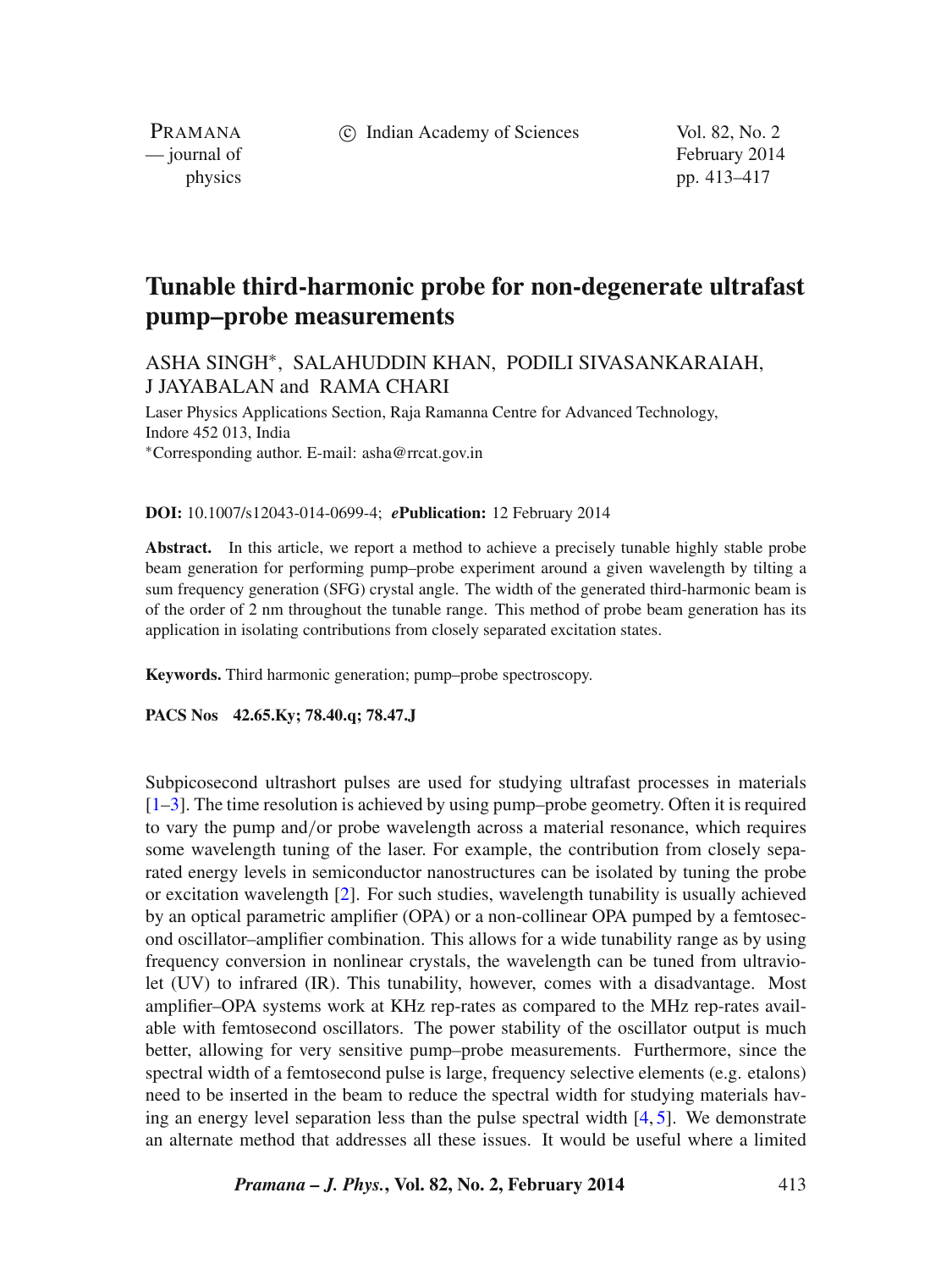# Tunable third-harmonic probe for non-degenerate ultrafast pump–probe measurements

ASHA SINGH*, SALAHUDDIN KHAN, PODILI SIVASANKARAIAH, J JAYABALAN and RAMA CHARI

Laser Physics Applications Section, Raja Ramanna Centre for Advanced Technology, Indore 452 013, India

*Corresponding author. E-mail: asha@rrcat.gov.in

**DOI:** 10.1007/s12043-014-0699-4; ***e*Publication:** 12 February 2014

**Abstract.** In this article, we report a method to achieve a precisely tunable highly stable probe beam generation for performing pump–probe experiment around a given wavelength by tilting a sum frequency generation (SFG) crystal angle. The width of the generated third-harmonic beam is of the order of 2 nm throughout the tunable range. This method of probe beam generation has its application in isolating contributions from closely separated excitation states.

**Keywords.** Third harmonic generation; pump–probe spectroscopy.

**PACS Nos** 42.65.Ky; 78.40.q; 78.47.J

Subpicosecond ultrashort pulses are used for studying ultrafast processes in materials [1–3]. The time resolution is achieved by using pump–probe geometry. Often it is required to vary the pump and/or probe wavelength across a material resonance, which requires some wavelength tuning of the laser. For example, the contribution from closely separated energy levels in semiconductor nanostructures can be isolated by tuning the probe or excitation wavelength [2]. For such studies, wavelength tunability is usually achieved by an optical parametric amplifier (OPA) or a non-collinear OPA pumped by a femtosecond oscillator–amplifier combination. This allows for a wide tunability range as by using frequency conversion in nonlinear crystals, the wavelength can be tuned from ultraviolet (UV) to infrared (IR). This tunability, however, comes with a disadvantage. Most amplifier–OPA systems work at KHz rep-rates as compared to the MHz rep-rates available with femtosecond oscillators. The power stability of the oscillator output is much better, allowing for very sensitive pump–probe measurements. Furthermore, since the spectral width of a femtosecond pulse is large, frequency selective elements (e.g. etalons) need to be inserted in the beam to reduce the spectral width for studying materials having an energy level separation less than the pulse spectral width [4, 5]. We demonstrate an alternate method that addresses all these issues. It would be useful where a limited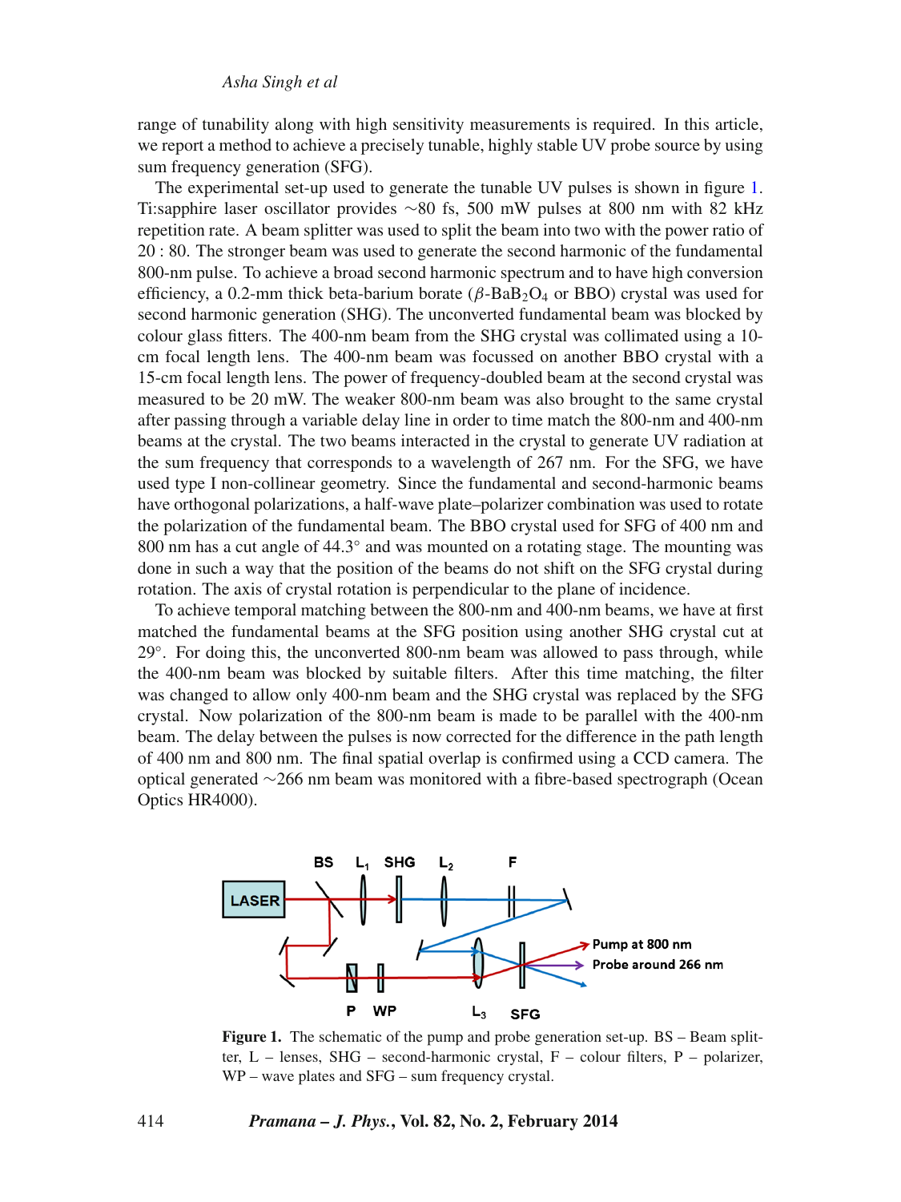range of tunability along with high sensitivity measurements is required. In this article, we report a method to achieve a precisely tunable, highly stable UV probe source by using sum frequency generation (SFG).

The experimental set-up used to generate the tunable UV pulses is shown in figure 1. Ti:sapphire laser oscillator provides ∼80 fs, 500 mW pulses at 800 nm with 82 kHz repetition rate. A beam splitter was used to split the beam into two with the power ratio of 20 : 80. The stronger beam was used to generate the second harmonic of the fundamental 800-nm pulse. To achieve a broad second harmonic spectrum and to have high conversion efficiency, a 0.2-mm thick beta-barium borate ($\beta$-$BaB_2O_4$ or BBO) crystal was used for second harmonic generation (SHG). The unconverted fundamental beam was blocked by colour glass fitters. The 400-nm beam from the SHG crystal was collimated using a 10-cm focal length lens. The 400-nm beam was focussed on another BBO crystal with a 15-cm focal length lens. The power of frequency-doubled beam at the second crystal was measured to be 20 mW. The weaker 800-nm beam was also brought to the same crystal after passing through a variable delay line in order to time match the 800-nm and 400-nm beams at the crystal. The two beams interacted in the crystal to generate UV radiation at the sum frequency that corresponds to a wavelength of 267 nm. For the SFG, we have used type I non-collinear geometry. Since the fundamental and second-harmonic beams have orthogonal polarizations, a half-wave plate–polarizer combination was used to rotate the polarization of the fundamental beam. The BBO crystal used for SFG of 400 nm and 800 nm has a cut angle of 44.3° and was mounted on a rotating stage. The mounting was done in such a way that the position of the beams do not shift on the SFG crystal during rotation. The axis of crystal rotation is perpendicular to the plane of incidence.

To achieve temporal matching between the 800-nm and 400-nm beams, we have at first matched the fundamental beams at the SFG position using another SHG crystal cut at 29°. For doing this, the unconverted 800-nm beam was allowed to pass through, while the 400-nm beam was blocked by suitable filters. After this time matching, the filter was changed to allow only 400-nm beam and the SHG crystal was replaced by the SFG crystal. Now polarization of the 800-nm beam is made to be parallel with the 400-nm beam. The delay between the pulses is now corrected for the difference in the path length of 400 nm and 800 nm. The final spatial overlap is confirmed using a CCD camera. The optical generated ∼266 nm beam was monitored with a fibre-based spectrograph (Ocean Optics HR4000).

**Figure 1.** The schematic of the pump and probe generation set-up. BS – Beam splitter, L – lenses, SHG – second-harmonic crystal, F – colour filters, P – polarizer, WP – wave plates and SFG – sum frequency crystal.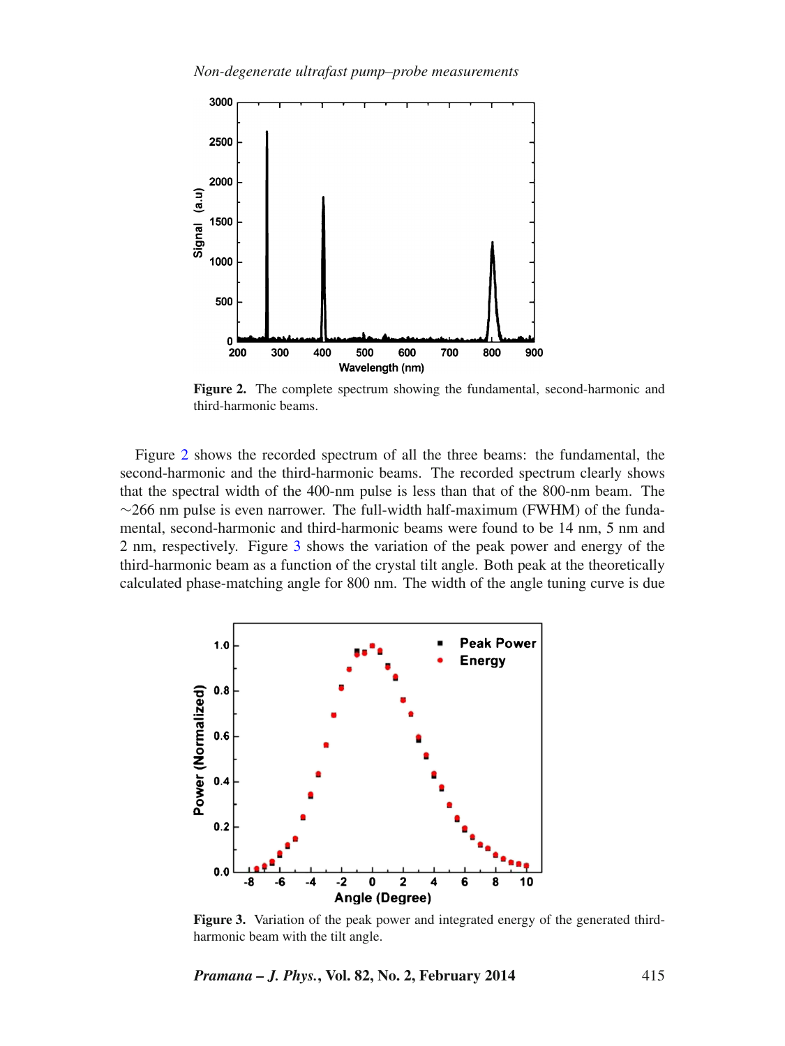Figure 2. The complete spectrum showing the fundamental, second-harmonic and third-harmonic beams.

Figure 2 shows the recorded spectrum of all the three beams: the fundamental, the second-harmonic and the third-harmonic beams. The recorded spectrum clearly shows that the spectral width of the 400-nm pulse is less than that of the 800-nm beam. The ∼266 nm pulse is even narrower. The full-width half-maximum (FWHM) of the fundamental, second-harmonic and third-harmonic beams were found to be 14 nm, 5 nm and 2 nm, respectively. Figure 3 shows the variation of the peak power and energy of the third-harmonic beam as a function of the crystal tilt angle. Both peak at the theoretically calculated phase-matching angle for 800 nm. The width of the angle tuning curve is due

Figure 3. Variation of the peak power and integrated energy of the generated third-harmonic beam with the tilt angle.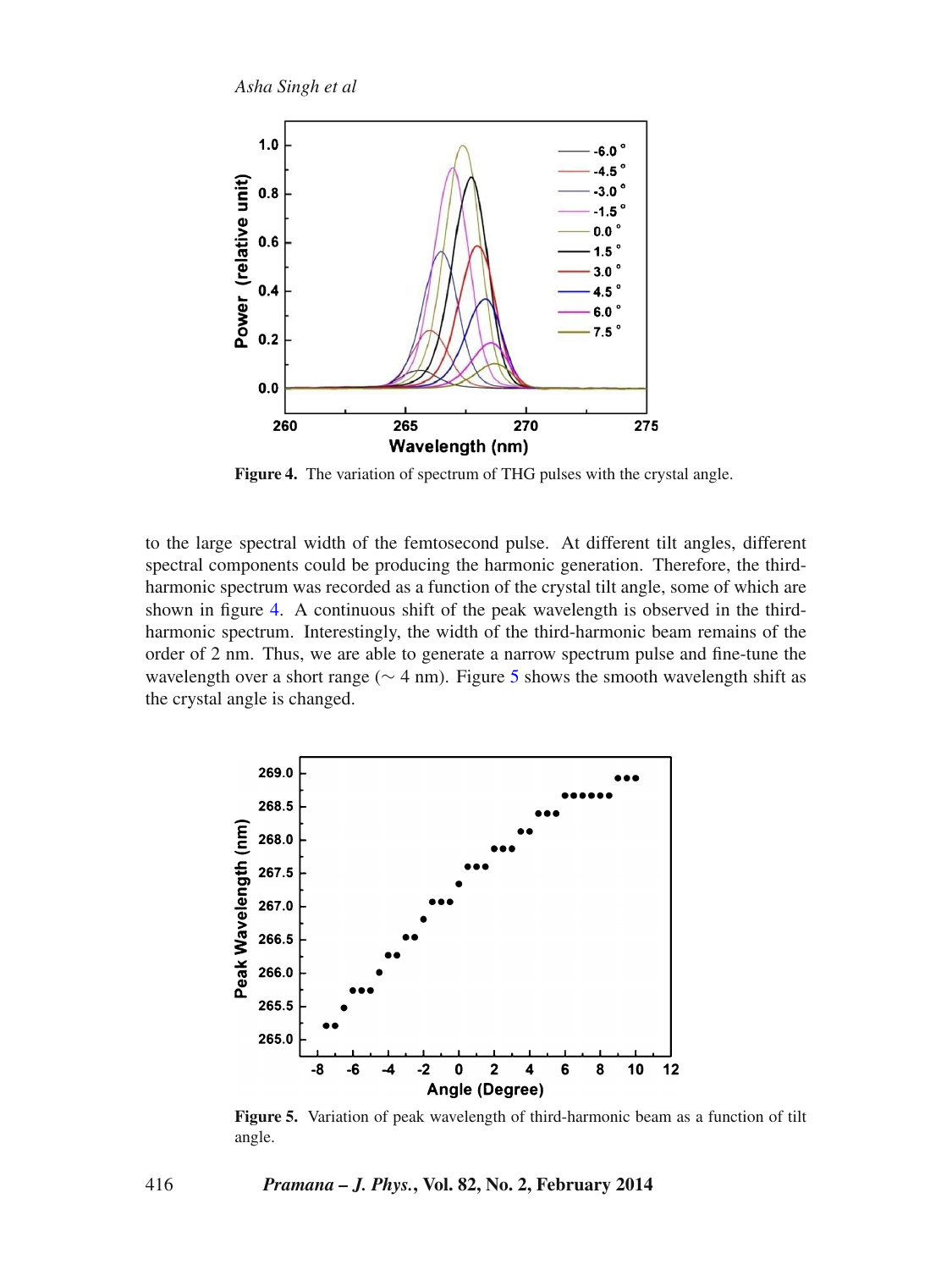Figure 4. The variation of spectrum of THG pulses with the crystal angle.

to the large spectral width of the femtosecond pulse. At different tilt angles, different spectral components could be producing the harmonic generation. Therefore, the third-harmonic spectrum was recorded as a function of the crystal tilt angle, some of which are shown in figure 4. A continuous shift of the peak wavelength is observed in the third-harmonic spectrum. Interestingly, the width of the third-harmonic beam remains of the order of 2 nm. Thus, we are able to generate a narrow spectrum pulse and fine-tune the wavelength over a short range ($\sim$ 4 nm). Figure 5 shows the smooth wavelength shift as the crystal angle is changed.

Figure 5. Variation of peak wavelength of third-harmonic beam as a function of tilt angle.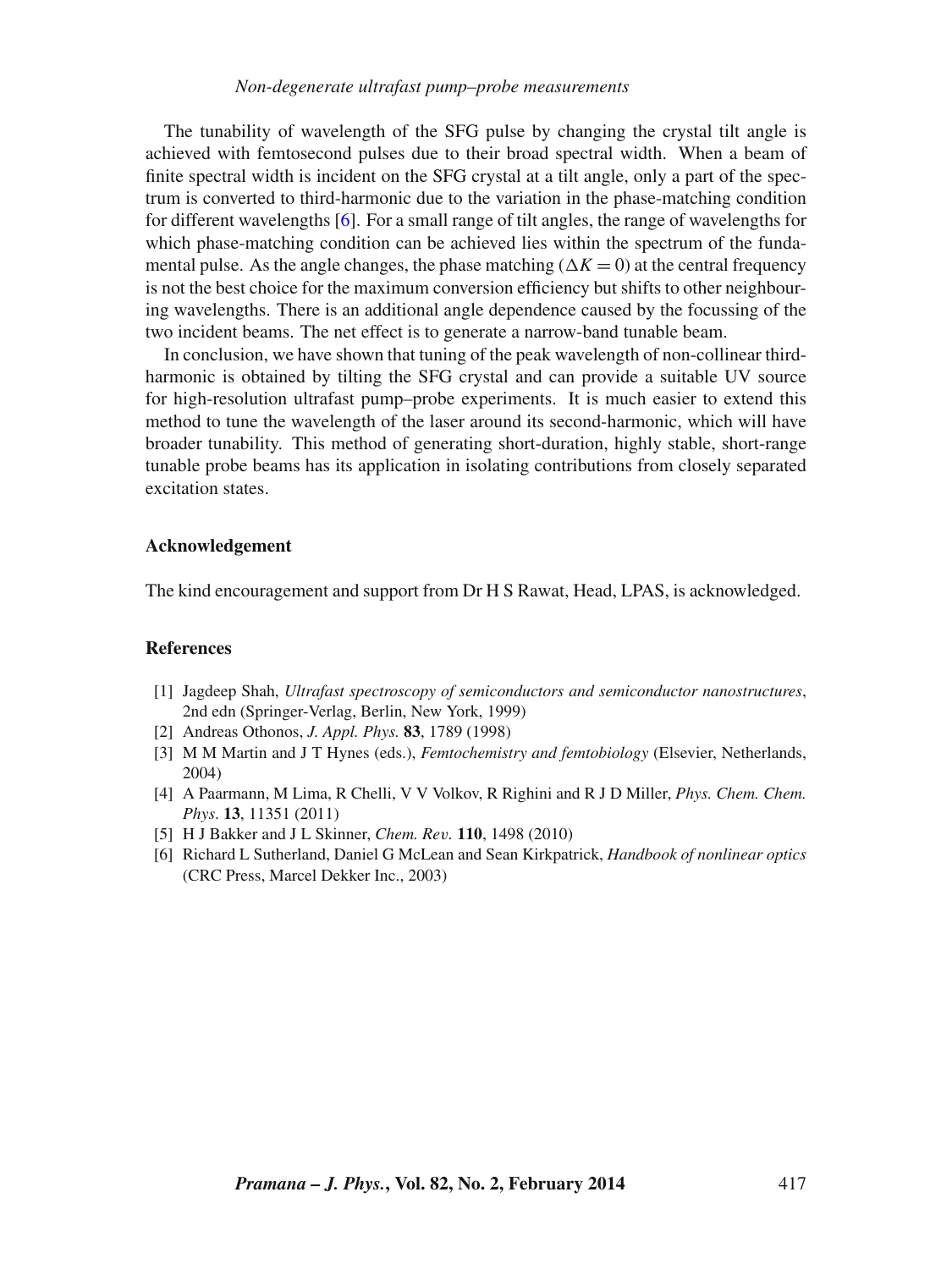The tunability of wavelength of the SFG pulse by changing the crystal tilt angle is achieved with femtosecond pulses due to their broad spectral width. When a beam of finite spectral width is incident on the SFG crystal at a tilt angle, only a part of the spectrum is converted to third-harmonic due to the variation in the phase-matching condition for different wavelengths [6]. For a small range of tilt angles, the range of wavelengths for which phase-matching condition can be achieved lies within the spectrum of the fundamental pulse. As the angle changes, the phase matching ($\Delta K = 0$) at the central frequency is not the best choice for the maximum conversion efficiency but shifts to other neighbouring wavelengths. There is an additional angle dependence caused by the focussing of the two incident beams. The net effect is to generate a narrow-band tunable beam.

In conclusion, we have shown that tuning of the peak wavelength of non-collinear third-harmonic is obtained by tilting the SFG crystal and can provide a suitable UV source for high-resolution ultrafast pump–probe experiments. It is much easier to extend this method to tune the wavelength of the laser around its second-harmonic, which will have broader tunability. This method of generating short-duration, highly stable, short-range tunable probe beams has its application in isolating contributions from closely separated excitation states.

### Acknowledgement

The kind encouragement and support from Dr H S Rawat, Head, LPAS, is acknowledged.

### References

[1] Jagdeep Shah, *Ultrafast spectroscopy of semiconductors and semiconductor nanostructures*, 2nd edn (Springer-Verlag, Berlin, New York, 1999)

[2] Andreas Othonos, *J. Appl. Phys.* **83**, 1789 (1998)

[3] M M Martin and J T Hynes (eds.), *Femtochemistry and femtobiology* (Elsevier, Netherlands, 2004)

[4] A Paarmann, M Lima, R Chelli, V V Volkov, R Righini and R J D Miller, *Phys. Chem. Chem. Phys.* **13**, 11351 (2011)

[5] H J Bakker and J L Skinner, *Chem. Rev.* **110**, 1498 (2010)

[6] Richard L Sutherland, Daniel G McLean and Sean Kirkpatrick, *Handbook of nonlinear optics* (CRC Press, Marcel Dekker Inc., 2003)